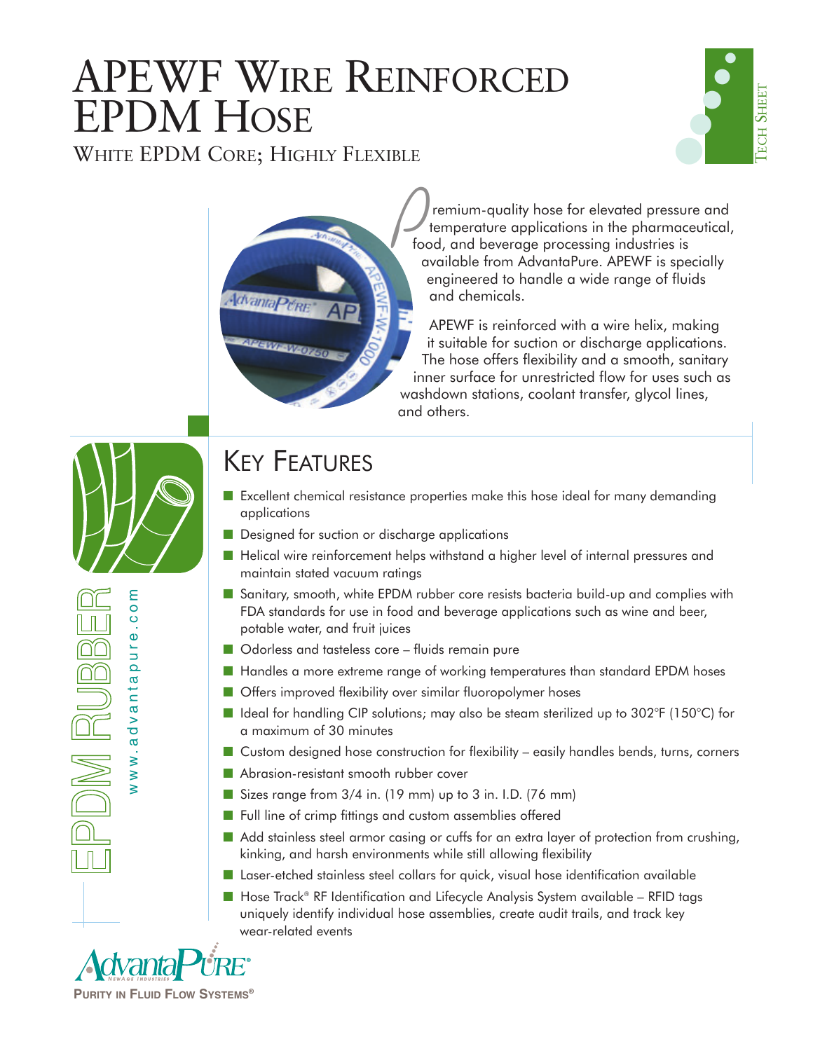# APEWF Wire Reinforced EPDM Hose

White EPDM Core; Highly Flexible

Tech Sheet

Premium-quality hose for elevated pressure and temperature applications in the pharmaceutical, food, and beverage processing industries is available from AdvantaPure. APEWF is specially engineered to handle a wide range of fluids and chemicals.

APEWF is reinforced with a wire helix, making it suitable for suction or discharge applications. The hose offers flexibility and a smooth, sanitary inner surface for unrestricted flow for uses such as washdown stations, coolant transfer, glycol lines, and others.

EPDM RUBBER

www.advantapure.com

## Key Features

- Excellent chemical resistance properties make this hose ideal for many demanding applications
- Designed for suction or discharge applications
- Helical wire reinforcement helps withstand a higher level of internal pressures and maintain stated vacuum ratings
- Sanitary, smooth, white EPDM rubber core resists bacteria build-up and complies with FDA standards for use in food and beverage applications such as wine and beer, potable water, and fruit juices
- Odorless and tasteless core – fluids remain pure
- Handles a more extreme range of working temperatures than standard EPDM hoses
- Offers improved flexibility over similar fluoropolymer hoses
- Ideal for handling CIP solutions; may also be steam sterilized up to 302°F (150°C) for a maximum of 30 minutes
- Custom designed hose construction for flexibility – easily handles bends, turns, corners
- Abrasion-resistant smooth rubber cover
- Sizes range from 3/4 in. (19 mm) up to 3 in. I.D. (76 mm)
- Full line of crimp fittings and custom assemblies offered
- Add stainless steel armor casing or cuffs for an extra layer of protection from crushing, kinking, and harsh environments while still allowing flexibility
- Laser-etched stainless steel collars for quick, visual hose identification available
- Hose Track® RF Identification and Lifecycle Analysis System available – RFID tags uniquely identify individual hose assemblies, create audit trails, and track key wear-related events

AdvantaPure®
NewAge Industries

Purity in Fluid Flow Systems®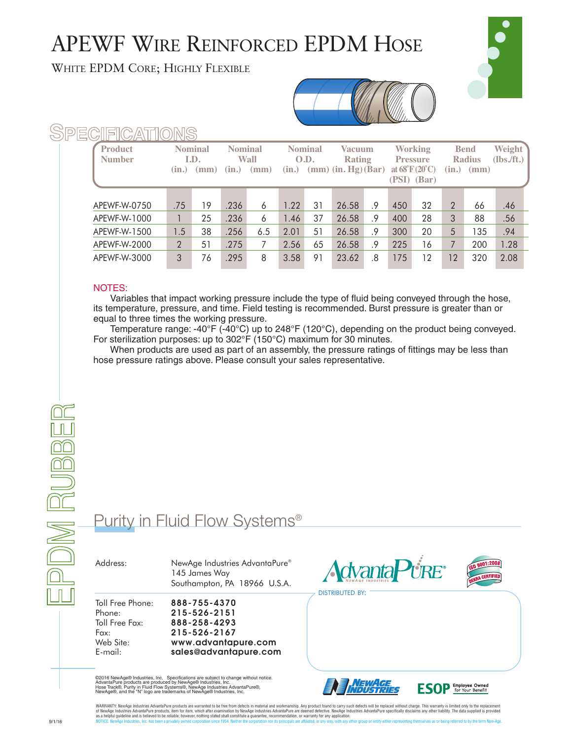# APEWF Wire Reinforced EPDM Hose

White EPDM Core; Highly Flexible

## Specifications

| Product Number | Nominal I.D. | | Nominal Wall | | Nominal O.D. | | Vacuum Rating | | Working Pressure at 68°F (20°C) | | Bend Radius | | Weight (lbs./ft.) |
|---|---|---|---|---|---|---|---|---|---|---|---|---|---|
| | (in.) | (mm) | (in.) | (mm) | (in.) | (mm) | (in. Hg) | (Bar) | (PSI) | (Bar) | (in.) | (mm) | |
| APEWF-W-0750 | .75 | 19 | .236 | 6 | 1.22 | 31 | 26.58 | .9 | 450 | 32 | 2 | 66 | .46 |
| APEWF-W-1000 | 1 | 25 | .236 | 6 | 1.46 | 37 | 26.58 | .9 | 400 | 28 | 3 | 88 | .56 |
| APEWF-W-1500 | 1.5 | 38 | .256 | 6.5 | 2.01 | 51 | 26.58 | .9 | 300 | 20 | 5 | 135 | .94 |
| APEWF-W-2000 | 2 | 51 | .275 | 7 | 2.56 | 65 | 26.58 | .9 | 225 | 16 | 7 | 200 | 1.28 |
| APEWF-W-3000 | 3 | 76 | .295 | 8 | 3.58 | 91 | 23.62 | .8 | 175 | 12 | 12 | 320 | 2.08 |

NOTES:

Variables that impact working pressure include the type of fluid being conveyed through the hose, its temperature, pressure, and time. Field testing is recommended. Burst pressure is greater than or equal to three times the working pressure.

Temperature range: -40°F (-40°C) up to 248°F (120°C), depending on the product being conveyed. For sterilization purposes: up to 302°F (150°C) maximum for 30 minutes.

When products are used as part of an assembly, the pressure ratings of fittings may be less than hose pressure ratings above. Please consult your sales representative.

EPDM RUBBER

Purity in Fluid Flow Systems®

Address: NewAge Industries AdvantaPure®
145 James Way
Southampton, PA 18966 U.S.A.

Toll Free Phone: 888-755-4370
Phone: 215-526-2151
Toll Free Fax: 888-258-4293
Fax: 215-526-2167
Web Site: www.advantapure.com
E-mail: sales@advantapure.com

AdvantaPure® NewAge Industries

ISO 9001:2008 DEKRA CERTIFIED

DISTRIBUTED BY:

©2016 NewAge® Industries, Inc. Specifications are subject to change without notice.
AdvantaPure products are produced by NewAge® Industries, Inc.
Hose Track®, Purity in Fluid Flow Systems®, NewAge Industries AdvantaPure®, NewAge®, and the "N" logo are trademarks of NewAge® Industries, Inc.

NewAge Industries — ESOP Employee Owned for Your Benefit

WARRANTY: NewAge Industries AdvantaPure products are warranted to be free from defects in material and workmanship. Any product found to carry such defects will be replaced without charge. This warranty is limited only to the replacement of NewAge Industries AdvantaPure products, item for item, which after examination by NewAge Industries AdvantaPure are deemed defective. NewAge Industries AdvantaPure specifically disclaims any other liability. The data supplied is provided as a helpful guideline and is believed to be reliable; however, nothing stated shall constitute a guarantee, recommendation, or warranty for any application.

NOTICE: NewAge Industries, Inc. has been a privately owned corporation since 1954. Neither the corporation nor its principals are affiliated, in any way, with any other group or entity either representing themselves as or being referred to by the term New-Age.

9/1/16